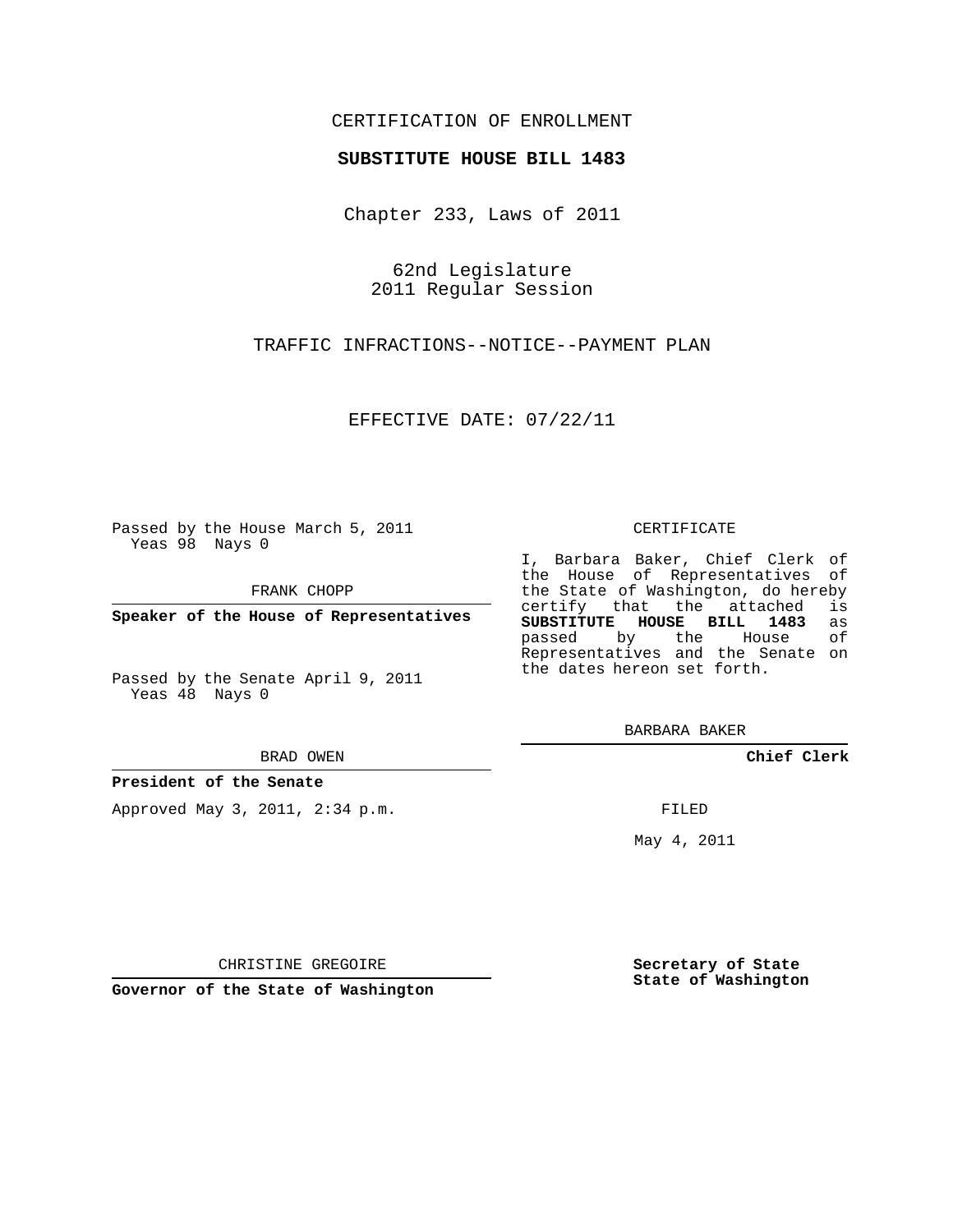CERTIFICATION OF ENROLLMENT

**SUBSTITUTE HOUSE BILL 1483**

Chapter 233, Laws of 2011

62nd Legislature
2011 Regular Session

TRAFFIC INFRACTIONS--NOTICE--PAYMENT PLAN

EFFECTIVE DATE: 07/22/11

Passed by the House March 5, 2011
Yeas 98 Nays 0

FRANK CHOPP

**Speaker of the House of Representatives**

Passed by the Senate April 9, 2011
Yeas 48 Nays 0

BRAD OWEN

**President of the Senate**

Approved May 3, 2011, 2:34 p.m.

CHRISTINE GREGOIRE

**Governor of the State of Washington**

CERTIFICATE

I, Barbara Baker, Chief Clerk of the House of Representatives of the State of Washington, do hereby certify that the attached is **SUBSTITUTE HOUSE BILL 1483** as passed by the House of Representatives and the Senate on the dates hereon set forth.

BARBARA BAKER

**Chief Clerk**

FILED

May 4, 2011

**Secretary of State**
**State of Washington**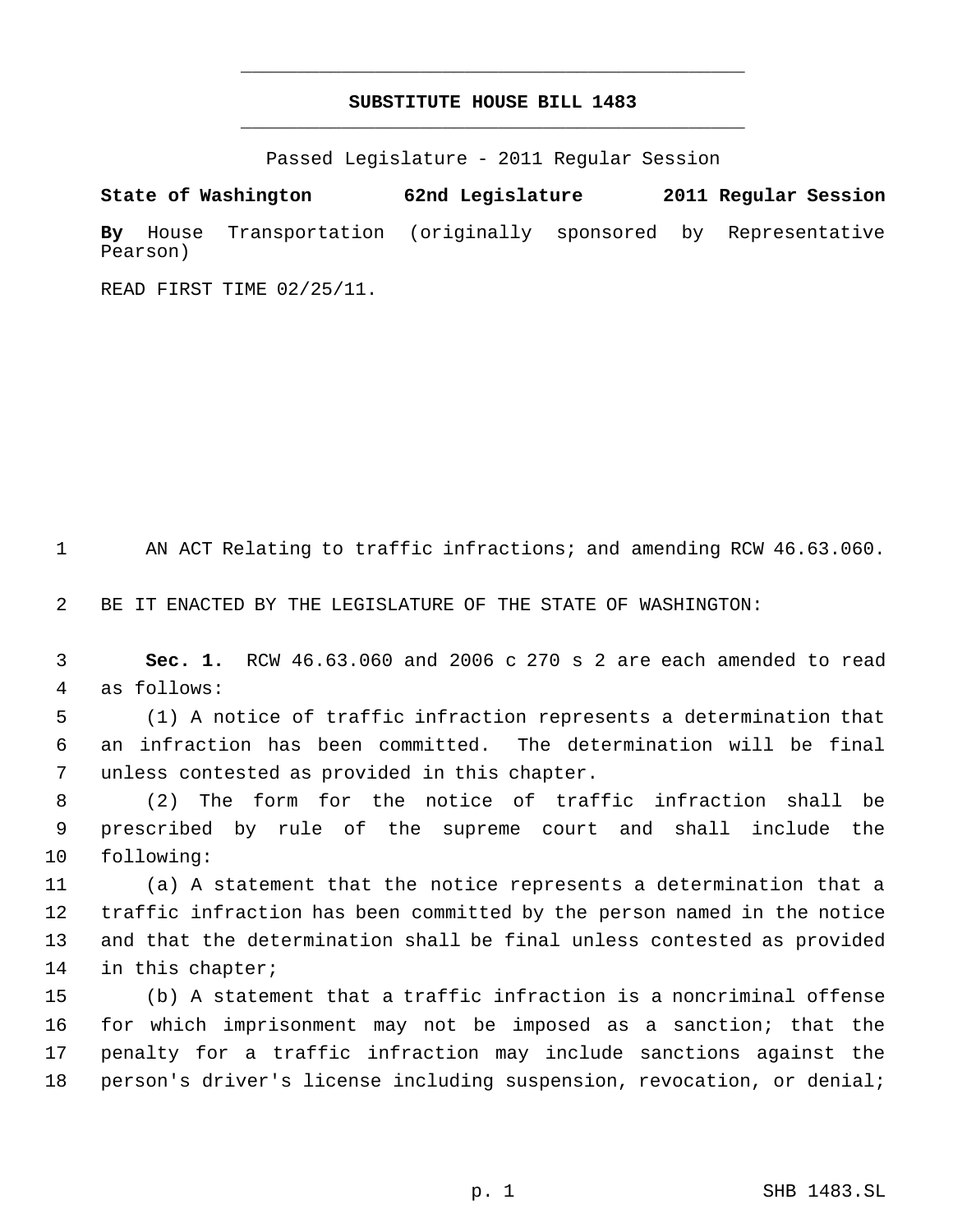# SUBSTITUTE HOUSE BILL 1483

Passed Legislature - 2011 Regular Session

**State of Washington 62nd Legislature 2011 Regular Session**

**By** House Transportation (originally sponsored by Representative Pearson)

READ FIRST TIME 02/25/11.

AN ACT Relating to traffic infractions; and amending RCW 46.63.060.

BE IT ENACTED BY THE LEGISLATURE OF THE STATE OF WASHINGTON:

**Sec. 1.** RCW 46.63.060 and 2006 c 270 s 2 are each amended to read as follows:

(1) A notice of traffic infraction represents a determination that an infraction has been committed. The determination will be final unless contested as provided in this chapter.

(2) The form for the notice of traffic infraction shall be prescribed by rule of the supreme court and shall include the following:

(a) A statement that the notice represents a determination that a traffic infraction has been committed by the person named in the notice and that the determination shall be final unless contested as provided in this chapter;

(b) A statement that a traffic infraction is a noncriminal offense for which imprisonment may not be imposed as a sanction; that the penalty for a traffic infraction may include sanctions against the person's driver's license including suspension, revocation, or denial;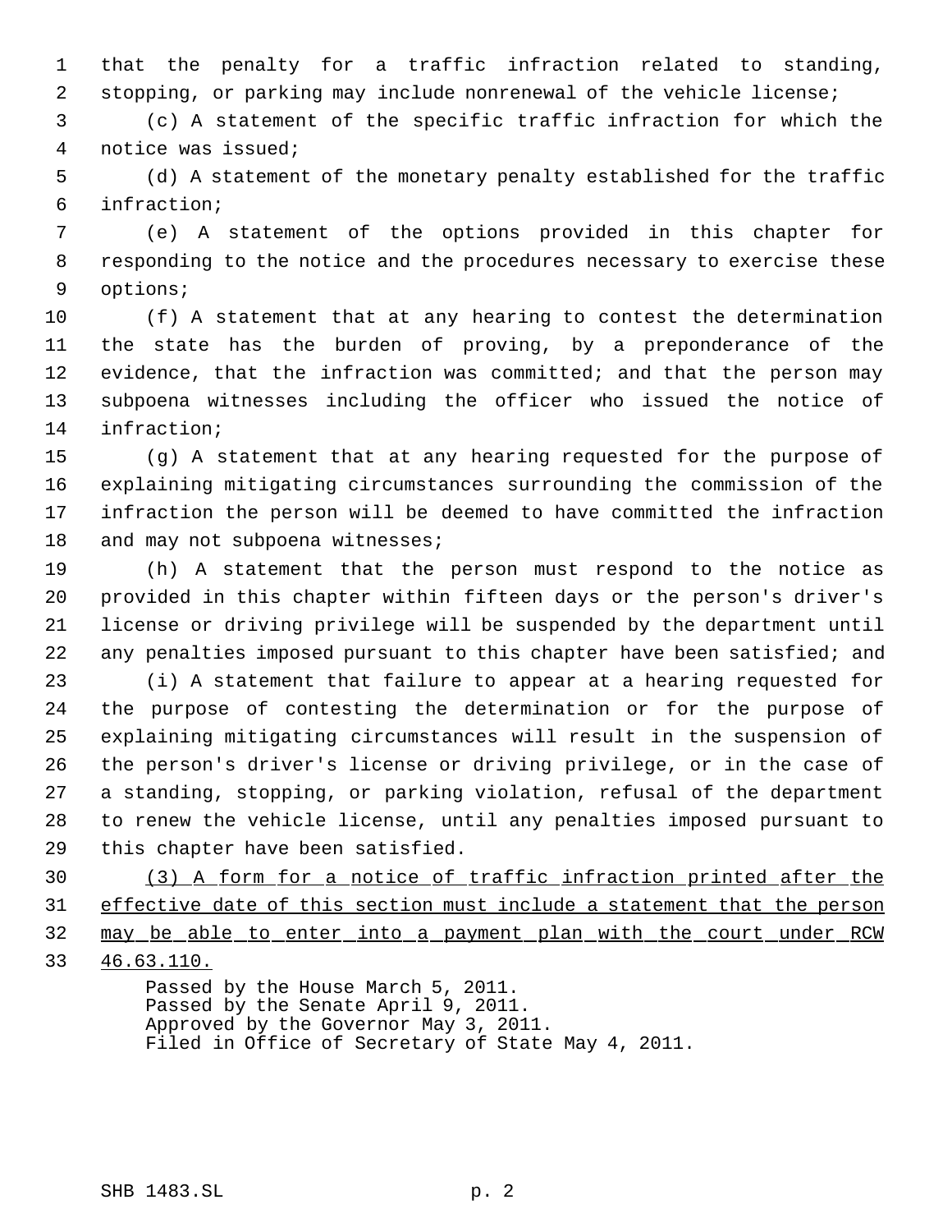that the penalty for a traffic infraction related to standing, stopping, or parking may include nonrenewal of the vehicle license;

(c) A statement of the specific traffic infraction for which the notice was issued;

(d) A statement of the monetary penalty established for the traffic infraction;

(e) A statement of the options provided in this chapter for responding to the notice and the procedures necessary to exercise these options;

(f) A statement that at any hearing to contest the determination the state has the burden of proving, by a preponderance of the evidence, that the infraction was committed; and that the person may subpoena witnesses including the officer who issued the notice of infraction;

(g) A statement that at any hearing requested for the purpose of explaining mitigating circumstances surrounding the commission of the infraction the person will be deemed to have committed the infraction and may not subpoena witnesses;

(h) A statement that the person must respond to the notice as provided in this chapter within fifteen days or the person's driver's license or driving privilege will be suspended by the department until any penalties imposed pursuant to this chapter have been satisfied; and

(i) A statement that failure to appear at a hearing requested for the purpose of contesting the determination or for the purpose of explaining mitigating circumstances will result in the suspension of the person's driver's license or driving privilege, or in the case of a standing, stopping, or parking violation, refusal of the department to renew the vehicle license, until any penalties imposed pursuant to this chapter have been satisfied.

<u>(3) A form for a notice of traffic infraction printed after the effective date of this section must include a statement that the person may be able to enter into a payment plan with the court under RCW 46.63.110.</u>

Passed by the House March 5, 2011.
Passed by the Senate April 9, 2011.
Approved by the Governor May 3, 2011.
Filed in Office of Secretary of State May 4, 2011.